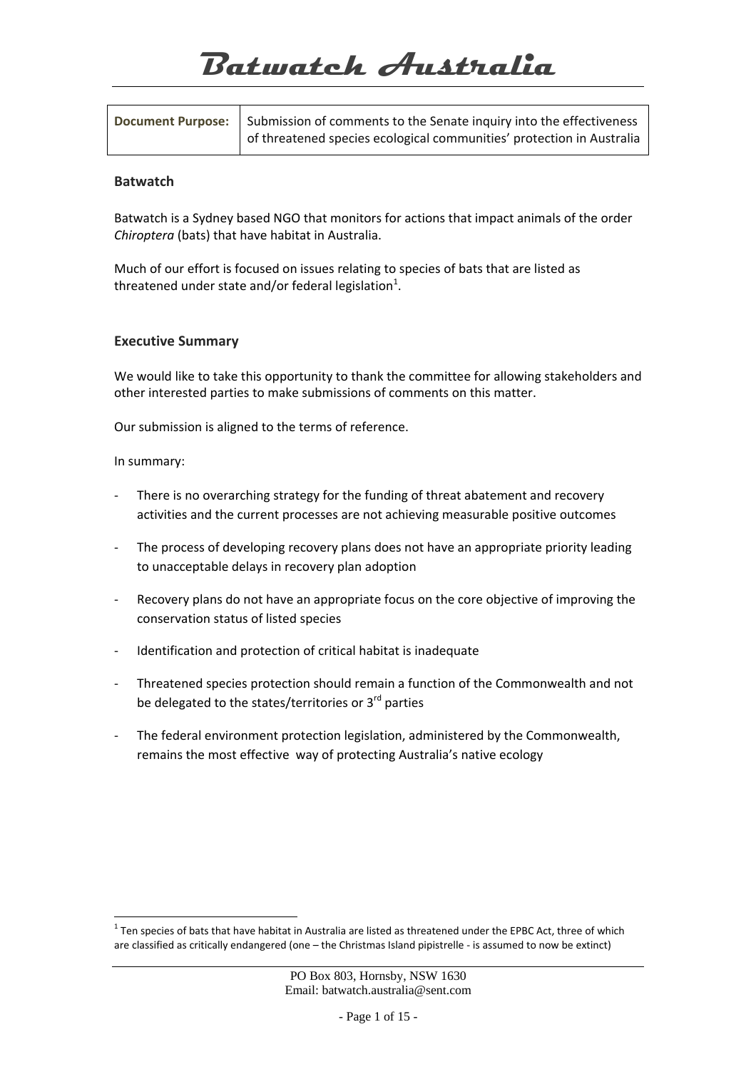# Batwatch Australia

| **Document Purpose:** | Submission of comments to the Senate inquiry into the effectiveness of threatened species ecological communities' protection in Australia |
|---|---|

## Batwatch

Batwatch is a Sydney based NGO that monitors for actions that impact animals of the order *Chiroptera* (bats) that have habitat in Australia.

Much of our effort is focused on issues relating to species of bats that are listed as threatened under state and/or federal legislation[1].

## Executive Summary

We would like to take this opportunity to thank the committee for allowing stakeholders and other interested parties to make submissions of comments on this matter.

Our submission is aligned to the terms of reference.

In summary:

- There is no overarching strategy for the funding of threat abatement and recovery activities and the current processes are not achieving measurable positive outcomes
- The process of developing recovery plans does not have an appropriate priority leading to unacceptable delays in recovery plan adoption
- Recovery plans do not have an appropriate focus on the core objective of improving the conservation status of listed species
- Identification and protection of critical habitat is inadequate
- Threatened species protection should remain a function of the Commonwealth and not be delegated to the states/territories or 3rd parties
- The federal environment protection legislation, administered by the Commonwealth, remains the most effective way of protecting Australia's native ecology

[1] Ten species of bats that have habitat in Australia are listed as threatened under the EPBC Act, three of which are classified as critically endangered (one – the Christmas Island pipistrelle - is assumed to now be extinct)

PO Box 803, Hornsby, NSW 1630
Email: batwatch.australia@sent.com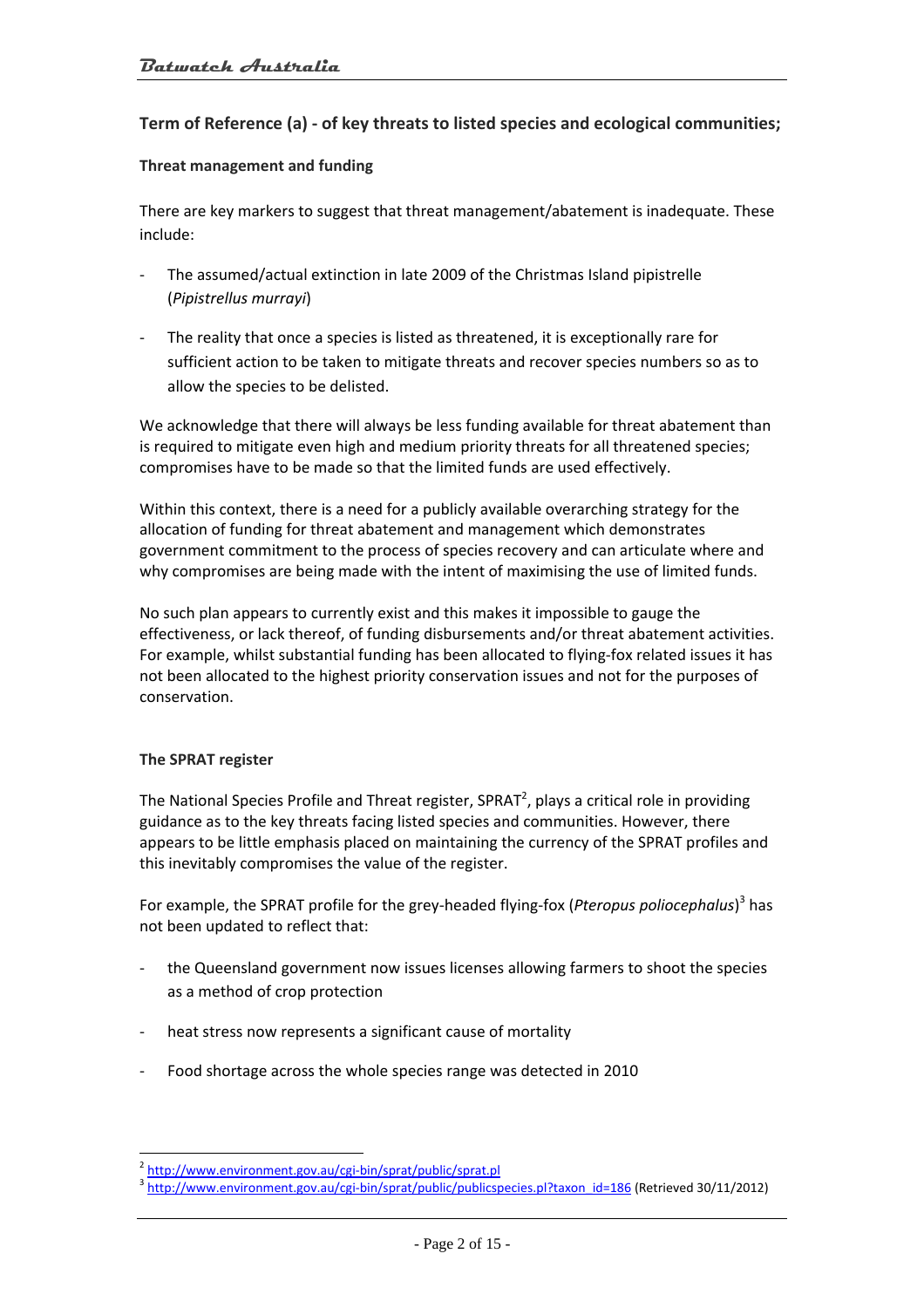## Term of Reference (a) - of key threats to listed species and ecological communities;

### Threat management and funding

There are key markers to suggest that threat management/abatement is inadequate. These include:

- The assumed/actual extinction in late 2009 of the Christmas Island pipistrelle (*Pipistrellus murrayi*)
- The reality that once a species is listed as threatened, it is exceptionally rare for sufficient action to be taken to mitigate threats and recover species numbers so as to allow the species to be delisted.

We acknowledge that there will always be less funding available for threat abatement than is required to mitigate even high and medium priority threats for all threatened species; compromises have to be made so that the limited funds are used effectively.

Within this context, there is a need for a publicly available overarching strategy for the allocation of funding for threat abatement and management which demonstrates government commitment to the process of species recovery and can articulate where and why compromises are being made with the intent of maximising the use of limited funds.

No such plan appears to currently exist and this makes it impossible to gauge the effectiveness, or lack thereof, of funding disbursements and/or threat abatement activities. For example, whilst substantial funding has been allocated to flying-fox related issues it has not been allocated to the highest priority conservation issues and not for the purposes of conservation.

### The SPRAT register

The National Species Profile and Threat register, SPRAT[2], plays a critical role in providing guidance as to the key threats facing listed species and communities. However, there appears to be little emphasis placed on maintaining the currency of the SPRAT profiles and this inevitably compromises the value of the register.

For example, the SPRAT profile for the grey-headed flying-fox (*Pteropus poliocephalus*)[3] has not been updated to reflect that:

- the Queensland government now issues licenses allowing farmers to shoot the species as a method of crop protection
- heat stress now represents a significant cause of mortality
- Food shortage across the whole species range was detected in 2010

[2] http://www.environment.gov.au/cgi-bin/sprat/public/sprat.pl

[3] http://www.environment.gov.au/cgi-bin/sprat/public/publicspecies.pl?taxon_id=186 (Retrieved 30/11/2012)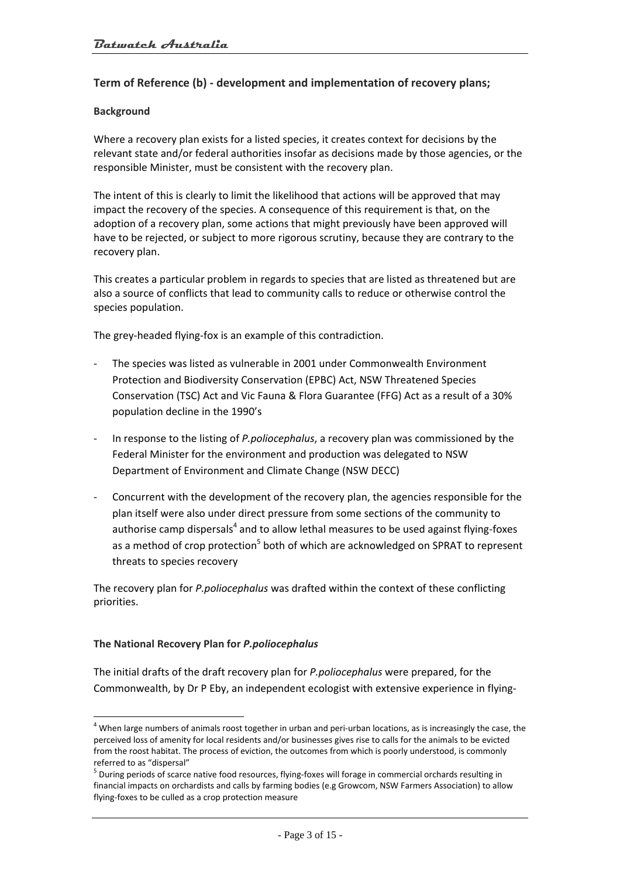## Term of Reference (b) - development and implementation of recovery plans;

**Background**

Where a recovery plan exists for a listed species, it creates context for decisions by the relevant state and/or federal authorities insofar as decisions made by those agencies, or the responsible Minister, must be consistent with the recovery plan.

The intent of this is clearly to limit the likelihood that actions will be approved that may impact the recovery of the species. A consequence of this requirement is that, on the adoption of a recovery plan, some actions that might previously have been approved will have to be rejected, or subject to more rigorous scrutiny, because they are contrary to the recovery plan.

This creates a particular problem in regards to species that are listed as threatened but are also a source of conflicts that lead to community calls to reduce or otherwise control the species population.

The grey-headed flying-fox is an example of this contradiction.

- The species was listed as vulnerable in 2001 under Commonwealth Environment Protection and Biodiversity Conservation (EPBC) Act, NSW Threatened Species Conservation (TSC) Act and Vic Fauna & Flora Guarantee (FFG) Act as a result of a 30% population decline in the 1990's
- In response to the listing of *P.poliocephalus*, a recovery plan was commissioned by the Federal Minister for the environment and production was delegated to NSW Department of Environment and Climate Change (NSW DECC)
- Concurrent with the development of the recovery plan, the agencies responsible for the plan itself were also under direct pressure from some sections of the community to authorise camp dispersals[4] and to allow lethal measures to be used against flying-foxes as a method of crop protection[5] both of which are acknowledged on SPRAT to represent threats to species recovery

The recovery plan for *P.poliocephalus* was drafted within the context of these conflicting priorities.

**The National Recovery Plan for *P.poliocephalus***

The initial drafts of the draft recovery plan for *P.poliocephalus* were prepared, for the Commonwealth, by Dr P Eby, an independent ecologist with extensive experience in flying-

[4] When large numbers of animals roost together in urban and peri-urban locations, as is increasingly the case, the perceived loss of amenity for local residents and/or businesses gives rise to calls for the animals to be evicted from the roost habitat. The process of eviction, the outcomes from which is poorly understood, is commonly referred to as "dispersal"

[5] During periods of scarce native food resources, flying-foxes will forage in commercial orchards resulting in financial impacts on orchardists and calls by farming bodies (e.g Growcom, NSW Farmers Association) to allow flying-foxes to be culled as a crop protection measure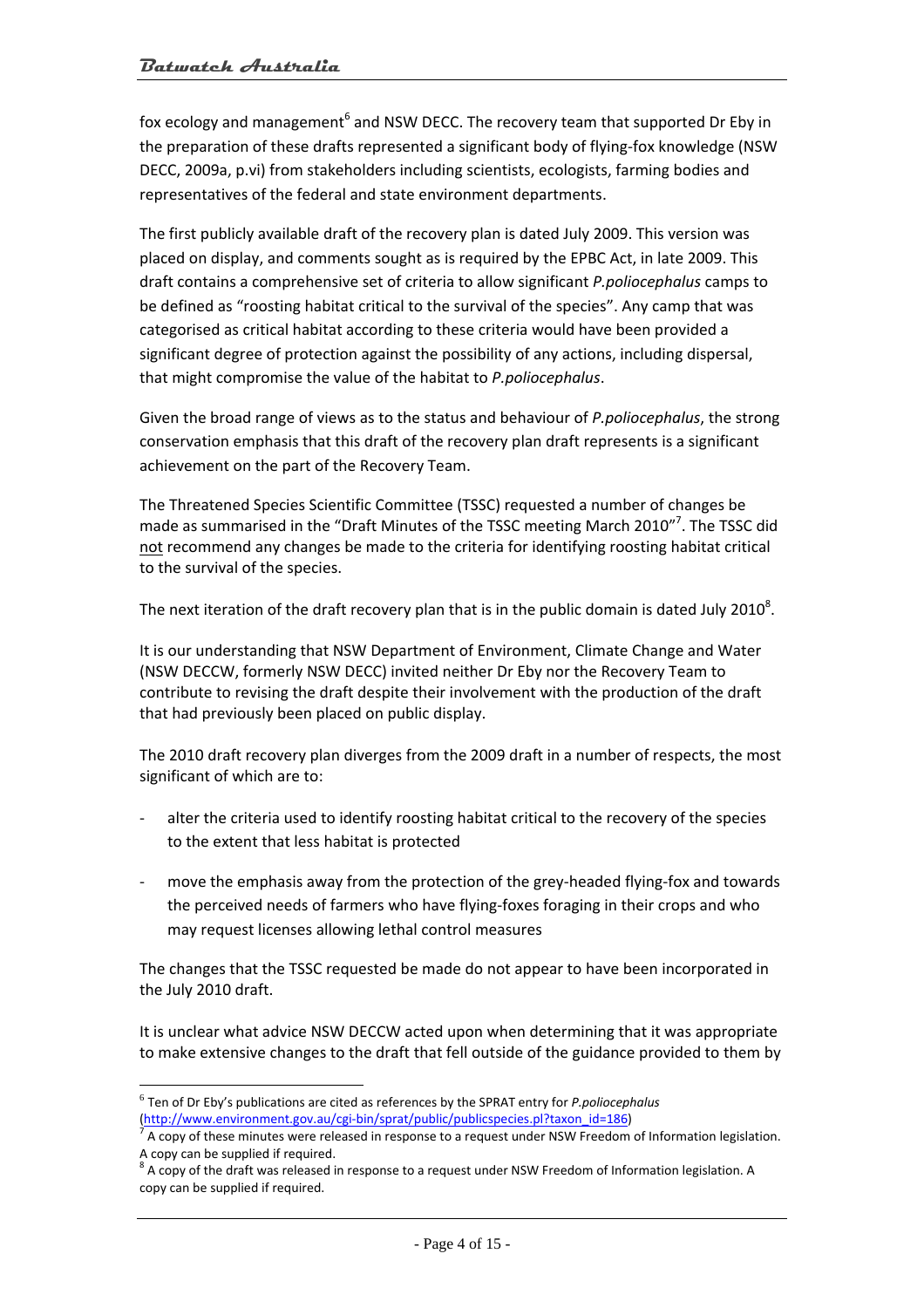fox ecology and management[6] and NSW DECC. The recovery team that supported Dr Eby in the preparation of these drafts represented a significant body of flying-fox knowledge (NSW DECC, 2009a, p.vi) from stakeholders including scientists, ecologists, farming bodies and representatives of the federal and state environment departments.

The first publicly available draft of the recovery plan is dated July 2009. This version was placed on display, and comments sought as is required by the EPBC Act, in late 2009. This draft contains a comprehensive set of criteria to allow significant *P.poliocephalus* camps to be defined as "roosting habitat critical to the survival of the species". Any camp that was categorised as critical habitat according to these criteria would have been provided a significant degree of protection against the possibility of any actions, including dispersal, that might compromise the value of the habitat to *P.poliocephalus*.

Given the broad range of views as to the status and behaviour of *P.poliocephalus*, the strong conservation emphasis that this draft of the recovery plan draft represents is a significant achievement on the part of the Recovery Team.

The Threatened Species Scientific Committee (TSSC) requested a number of changes be made as summarised in the "Draft Minutes of the TSSC meeting March 2010"[7]. The TSSC did <u>not</u> recommend any changes be made to the criteria for identifying roosting habitat critical to the survival of the species.

The next iteration of the draft recovery plan that is in the public domain is dated July 2010[8].

It is our understanding that NSW Department of Environment, Climate Change and Water (NSW DECCW, formerly NSW DECC) invited neither Dr Eby nor the Recovery Team to contribute to revising the draft despite their involvement with the production of the draft that had previously been placed on public display.

The 2010 draft recovery plan diverges from the 2009 draft in a number of respects, the most significant of which are to:

- alter the criteria used to identify roosting habitat critical to the recovery of the species to the extent that less habitat is protected
- move the emphasis away from the protection of the grey-headed flying-fox and towards the perceived needs of farmers who have flying-foxes foraging in their crops and who may request licenses allowing lethal control measures

The changes that the TSSC requested be made do not appear to have been incorporated in the July 2010 draft.

It is unclear what advice NSW DECCW acted upon when determining that it was appropriate to make extensive changes to the draft that fell outside of the guidance provided to them by

---

[6] Ten of Dr Eby's publications are cited as references by the SPRAT entry for *P.poliocephalus* (http://www.environment.gov.au/cgi-bin/sprat/public/publicspecies.pl?taxon_id=186)

[7] A copy of these minutes were released in response to a request under NSW Freedom of Information legislation. A copy can be supplied if required.

[8] A copy of the draft was released in response to a request under NSW Freedom of Information legislation. A copy can be supplied if required.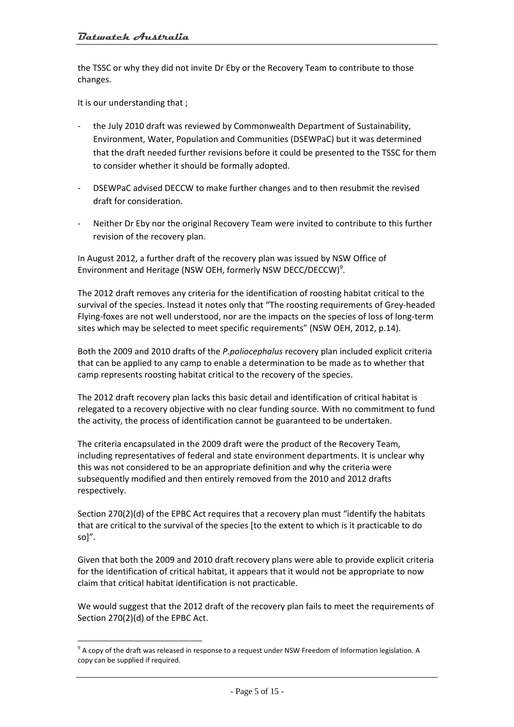the TSSC or why they did not invite Dr Eby or the Recovery Team to contribute to those changes.

It is our understanding that ;

- the July 2010 draft was reviewed by Commonwealth Department of Sustainability, Environment, Water, Population and Communities (DSEWPaC) but it was determined that the draft needed further revisions before it could be presented to the TSSC for them to consider whether it should be formally adopted.
- DSEWPaC advised DECCW to make further changes and to then resubmit the revised draft for consideration.
- Neither Dr Eby nor the original Recovery Team were invited to contribute to this further revision of the recovery plan.

In August 2012, a further draft of the recovery plan was issued by NSW Office of Environment and Heritage (NSW OEH, formerly NSW DECC/DECCW)[9].

The 2012 draft removes any criteria for the identification of roosting habitat critical to the survival of the species. Instead it notes only that "The roosting requirements of Grey-headed Flying-foxes are not well understood, nor are the impacts on the species of loss of long-term sites which may be selected to meet specific requirements" (NSW OEH, 2012, p.14).

Both the 2009 and 2010 drafts of the *P.poliocephalus* recovery plan included explicit criteria that can be applied to any camp to enable a determination to be made as to whether that camp represents roosting habitat critical to the recovery of the species.

The 2012 draft recovery plan lacks this basic detail and identification of critical habitat is relegated to a recovery objective with no clear funding source. With no commitment to fund the activity, the process of identification cannot be guaranteed to be undertaken.

The criteria encapsulated in the 2009 draft were the product of the Recovery Team, including representatives of federal and state environment departments. It is unclear why this was not considered to be an appropriate definition and why the criteria were subsequently modified and then entirely removed from the 2010 and 2012 drafts respectively.

Section 270(2)(d) of the EPBC Act requires that a recovery plan must "identify the habitats that are critical to the survival of the species [to the extent to which is it practicable to do so]".

Given that both the 2009 and 2010 draft recovery plans were able to provide explicit criteria for the identification of critical habitat, it appears that it would not be appropriate to now claim that critical habitat identification is not practicable.

We would suggest that the 2012 draft of the recovery plan fails to meet the requirements of Section 270(2)(d) of the EPBC Act.

[9] A copy of the draft was released in response to a request under NSW Freedom of Information legislation. A copy can be supplied if required.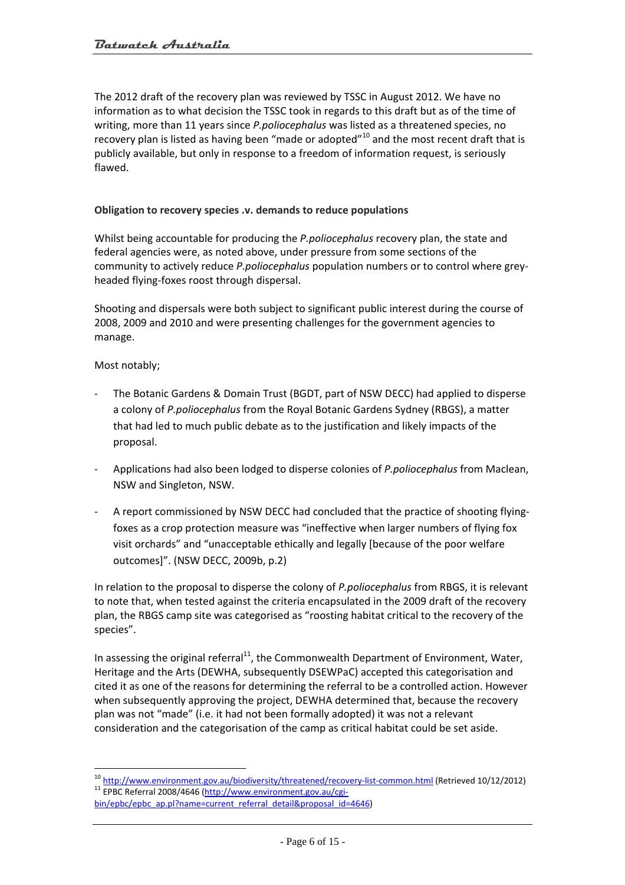The 2012 draft of the recovery plan was reviewed by TSSC in August 2012. We have no information as to what decision the TSSC took in regards to this draft but as of the time of writing, more than 11 years since *P.poliocephalus* was listed as a threatened species, no recovery plan is listed as having been "made or adopted"[10] and the most recent draft that is publicly available, but only in response to a freedom of information request, is seriously flawed.

**Obligation to recovery species .v. demands to reduce populations**

Whilst being accountable for producing the *P.poliocephalus* recovery plan, the state and federal agencies were, as noted above, under pressure from some sections of the community to actively reduce *P.poliocephalus* population numbers or to control where grey-headed flying-foxes roost through dispersal.

Shooting and dispersals were both subject to significant public interest during the course of 2008, 2009 and 2010 and were presenting challenges for the government agencies to manage.

Most notably;

- The Botanic Gardens & Domain Trust (BGDT, part of NSW DECC) had applied to disperse a colony of *P.poliocephalus* from the Royal Botanic Gardens Sydney (RBGS), a matter that had led to much public debate as to the justification and likely impacts of the proposal.
- Applications had also been lodged to disperse colonies of *P.poliocephalus* from Maclean, NSW and Singleton, NSW.
- A report commissioned by NSW DECC had concluded that the practice of shooting flying-foxes as a crop protection measure was "ineffective when larger numbers of flying fox visit orchards" and "unacceptable ethically and legally [because of the poor welfare outcomes]". (NSW DECC, 2009b, p.2)

In relation to the proposal to disperse the colony of *P.poliocephalus* from RBGS, it is relevant to note that, when tested against the criteria encapsulated in the 2009 draft of the recovery plan, the RBGS camp site was categorised as "roosting habitat critical to the recovery of the species".

In assessing the original referral[11], the Commonwealth Department of Environment, Water, Heritage and the Arts (DEWHA, subsequently DSEWPaC) accepted this categorisation and cited it as one of the reasons for determining the referral to be a controlled action. However when subsequently approving the project, DEWHA determined that, because the recovery plan was not "made" (i.e. it had not been formally adopted) it was not a relevant consideration and the categorisation of the camp as critical habitat could be set aside.

---

[10] http://www.environment.gov.au/biodiversity/threatened/recovery-list-common.html (Retrieved 10/12/2012)

[11] EPBC Referral 2008/4646 (http://www.environment.gov.au/cgi-bin/epbc/epbc_ap.pl?name=current_referral_detail&proposal_id=4646)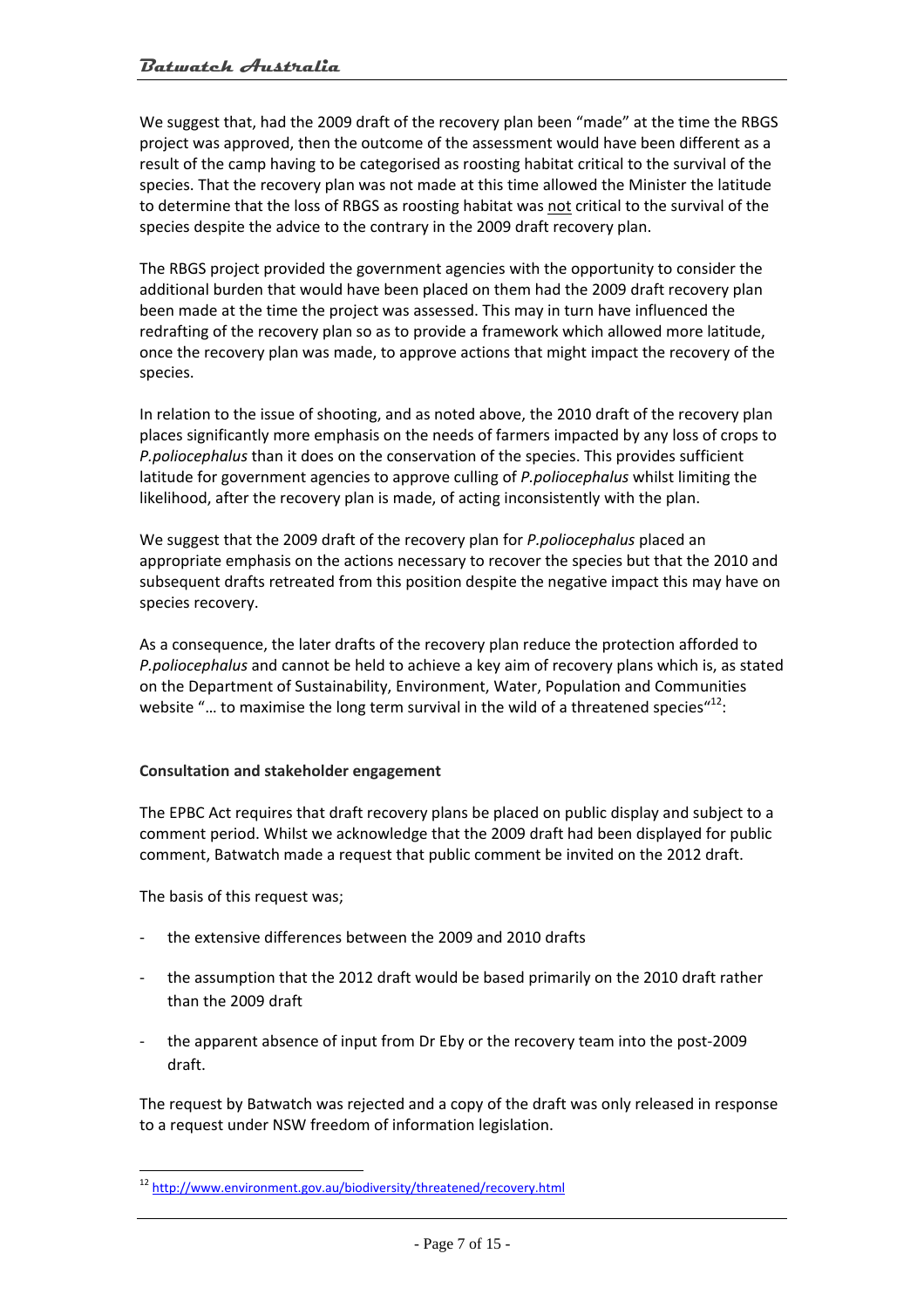We suggest that, had the 2009 draft of the recovery plan been "made" at the time the RBGS project was approved, then the outcome of the assessment would have been different as a result of the camp having to be categorised as roosting habitat critical to the survival of the species. That the recovery plan was not made at this time allowed the Minister the latitude to determine that the loss of RBGS as roosting habitat was not critical to the survival of the species despite the advice to the contrary in the 2009 draft recovery plan.

The RBGS project provided the government agencies with the opportunity to consider the additional burden that would have been placed on them had the 2009 draft recovery plan been made at the time the project was assessed. This may in turn have influenced the redrafting of the recovery plan so as to provide a framework which allowed more latitude, once the recovery plan was made, to approve actions that might impact the recovery of the species.

In relation to the issue of shooting, and as noted above, the 2010 draft of the recovery plan places significantly more emphasis on the needs of farmers impacted by any loss of crops to *P.poliocephalus* than it does on the conservation of the species. This provides sufficient latitude for government agencies to approve culling of *P.poliocephalus* whilst limiting the likelihood, after the recovery plan is made, of acting inconsistently with the plan.

We suggest that the 2009 draft of the recovery plan for *P.poliocephalus* placed an appropriate emphasis on the actions necessary to recover the species but that the 2010 and subsequent drafts retreated from this position despite the negative impact this may have on species recovery.

As a consequence, the later drafts of the recovery plan reduce the protection afforded to *P.poliocephalus* and cannot be held to achieve a key aim of recovery plans which is, as stated on the Department of Sustainability, Environment, Water, Population and Communities website "… to maximise the long term survival in the wild of a threatened species"[12]:

**Consultation and stakeholder engagement**

The EPBC Act requires that draft recovery plans be placed on public display and subject to a comment period. Whilst we acknowledge that the 2009 draft had been displayed for public comment, Batwatch made a request that public comment be invited on the 2012 draft.

The basis of this request was;

- the extensive differences between the 2009 and 2010 drafts
- the assumption that the 2012 draft would be based primarily on the 2010 draft rather than the 2009 draft
- the apparent absence of input from Dr Eby or the recovery team into the post-2009 draft.

The request by Batwatch was rejected and a copy of the draft was only released in response to a request under NSW freedom of information legislation.

[12] http://www.environment.gov.au/biodiversity/threatened/recovery.html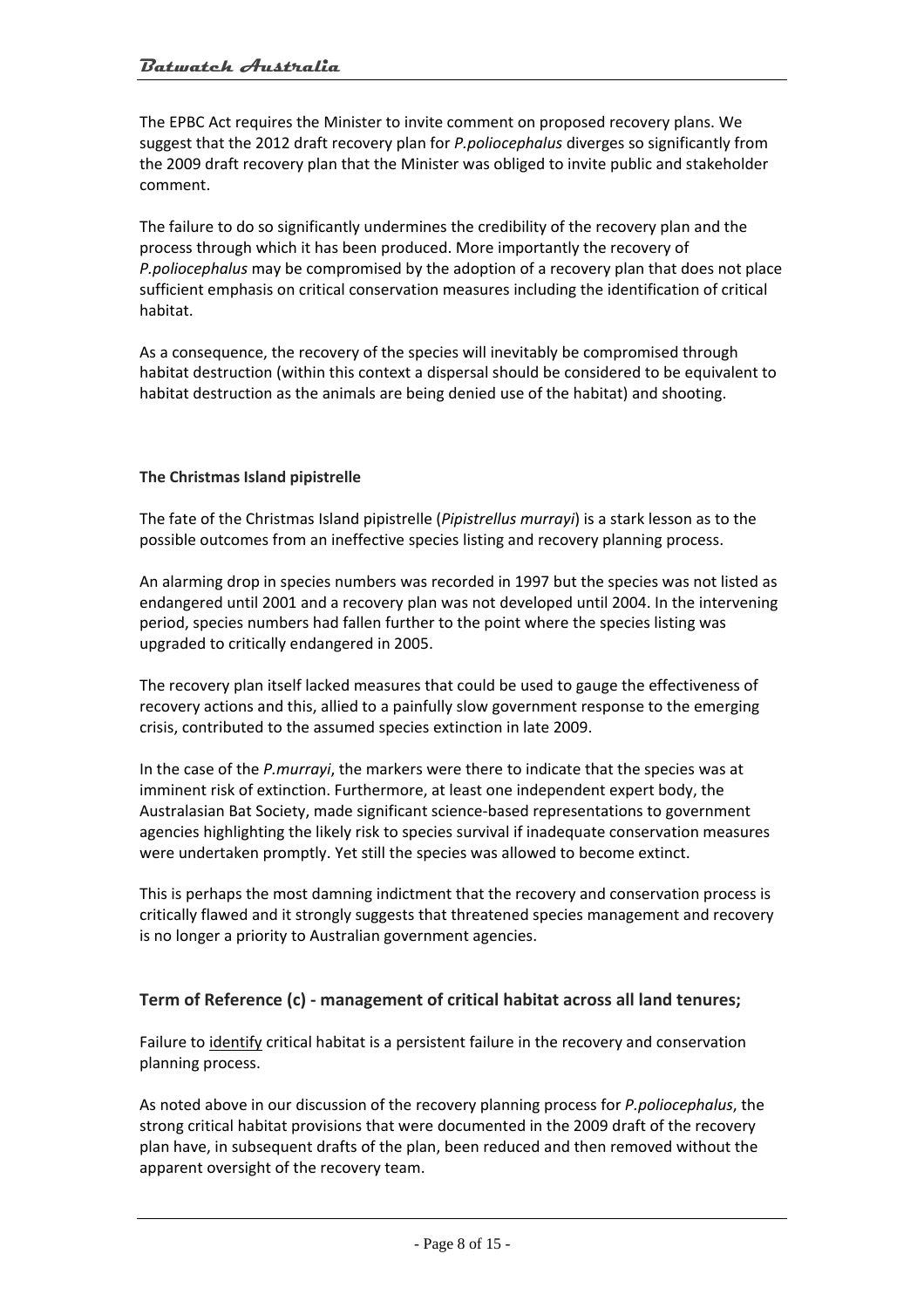The EPBC Act requires the Minister to invite comment on proposed recovery plans. We suggest that the 2012 draft recovery plan for *P.poliocephalus* diverges so significantly from the 2009 draft recovery plan that the Minister was obliged to invite public and stakeholder comment.

The failure to do so significantly undermines the credibility of the recovery plan and the process through which it has been produced. More importantly the recovery of *P.poliocephalus* may be compromised by the adoption of a recovery plan that does not place sufficient emphasis on critical conservation measures including the identification of critical habitat.

As a consequence, the recovery of the species will inevitably be compromised through habitat destruction (within this context a dispersal should be considered to be equivalent to habitat destruction as the animals are being denied use of the habitat) and shooting.

**The Christmas Island pipistrelle**

The fate of the Christmas Island pipistrelle (*Pipistrellus murrayi*) is a stark lesson as to the possible outcomes from an ineffective species listing and recovery planning process.

An alarming drop in species numbers was recorded in 1997 but the species was not listed as endangered until 2001 and a recovery plan was not developed until 2004. In the intervening period, species numbers had fallen further to the point where the species listing was upgraded to critically endangered in 2005.

The recovery plan itself lacked measures that could be used to gauge the effectiveness of recovery actions and this, allied to a painfully slow government response to the emerging crisis, contributed to the assumed species extinction in late 2009.

In the case of the *P.murrayi*, the markers were there to indicate that the species was at imminent risk of extinction. Furthermore, at least one independent expert body, the Australasian Bat Society, made significant science-based representations to government agencies highlighting the likely risk to species survival if inadequate conservation measures were undertaken promptly. Yet still the species was allowed to become extinct.

This is perhaps the most damning indictment that the recovery and conservation process is critically flawed and it strongly suggests that threatened species management and recovery is no longer a priority to Australian government agencies.

## Term of Reference (c) - management of critical habitat across all land tenures;

Failure to identify critical habitat is a persistent failure in the recovery and conservation planning process.

As noted above in our discussion of the recovery planning process for *P.poliocephalus*, the strong critical habitat provisions that were documented in the 2009 draft of the recovery plan have, in subsequent drafts of the plan, been reduced and then removed without the apparent oversight of the recovery team.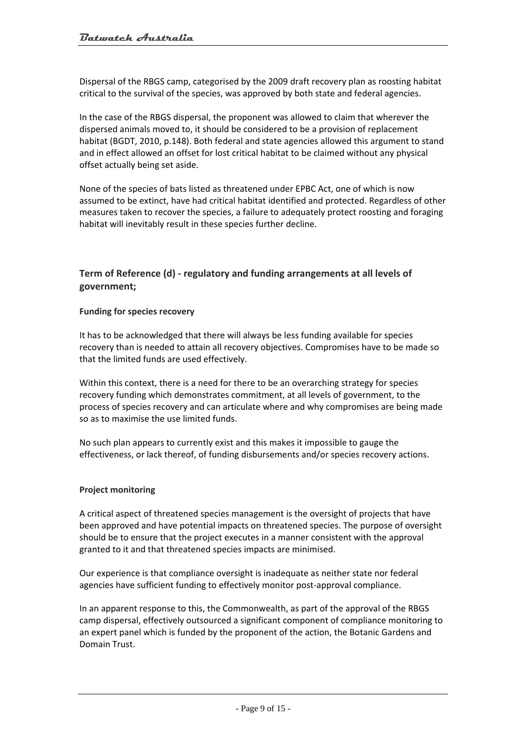Dispersal of the RBGS camp, categorised by the 2009 draft recovery plan as roosting habitat critical to the survival of the species, was approved by both state and federal agencies.

In the case of the RBGS dispersal, the proponent was allowed to claim that wherever the dispersed animals moved to, it should be considered to be a provision of replacement habitat (BGDT, 2010, p.148). Both federal and state agencies allowed this argument to stand and in effect allowed an offset for lost critical habitat to be claimed without any physical offset actually being set aside.

None of the species of bats listed as threatened under EPBC Act, one of which is now assumed to be extinct, have had critical habitat identified and protected. Regardless of other measures taken to recover the species, a failure to adequately protect roosting and foraging habitat will inevitably result in these species further decline.

## Term of Reference (d) - regulatory and funding arrangements at all levels of government;

**Funding for species recovery**

It has to be acknowledged that there will always be less funding available for species recovery than is needed to attain all recovery objectives. Compromises have to be made so that the limited funds are used effectively.

Within this context, there is a need for there to be an overarching strategy for species recovery funding which demonstrates commitment, at all levels of government, to the process of species recovery and can articulate where and why compromises are being made so as to maximise the use limited funds.

No such plan appears to currently exist and this makes it impossible to gauge the effectiveness, or lack thereof, of funding disbursements and/or species recovery actions.

**Project monitoring**

A critical aspect of threatened species management is the oversight of projects that have been approved and have potential impacts on threatened species. The purpose of oversight should be to ensure that the project executes in a manner consistent with the approval granted to it and that threatened species impacts are minimised.

Our experience is that compliance oversight is inadequate as neither state nor federal agencies have sufficient funding to effectively monitor post-approval compliance.

In an apparent response to this, the Commonwealth, as part of the approval of the RBGS camp dispersal, effectively outsourced a significant component of compliance monitoring to an expert panel which is funded by the proponent of the action, the Botanic Gardens and Domain Trust.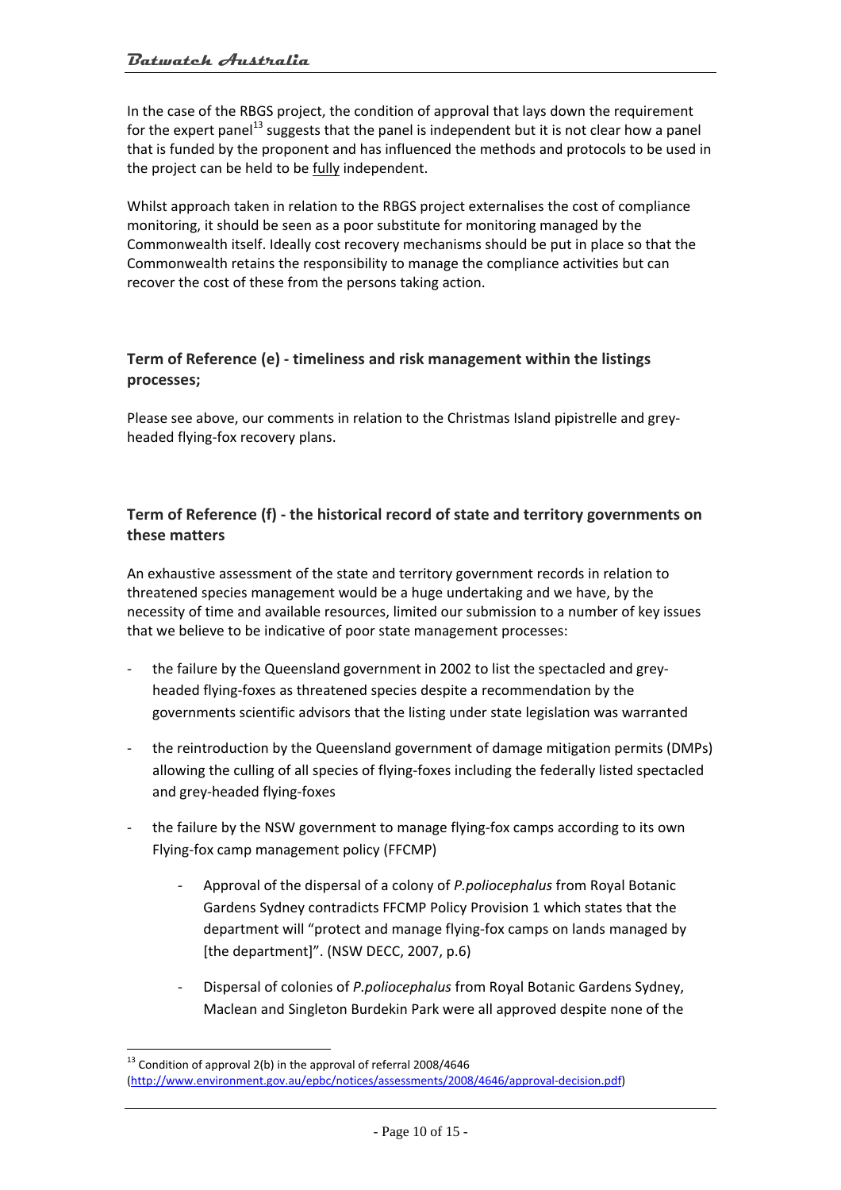In the case of the RBGS project, the condition of approval that lays down the requirement for the expert panel[13] suggests that the panel is independent but it is not clear how a panel that is funded by the proponent and has influenced the methods and protocols to be used in the project can be held to be fully independent.

Whilst approach taken in relation to the RBGS project externalises the cost of compliance monitoring, it should be seen as a poor substitute for monitoring managed by the Commonwealth itself. Ideally cost recovery mechanisms should be put in place so that the Commonwealth retains the responsibility to manage the compliance activities but can recover the cost of these from the persons taking action.

### Term of Reference (e) - timeliness and risk management within the listings processes;

Please see above, our comments in relation to the Christmas Island pipistrelle and grey-headed flying-fox recovery plans.

### Term of Reference (f) - the historical record of state and territory governments on these matters

An exhaustive assessment of the state and territory government records in relation to threatened species management would be a huge undertaking and we have, by the necessity of time and available resources, limited our submission to a number of key issues that we believe to be indicative of poor state management processes:

- the failure by the Queensland government in 2002 to list the spectacled and grey-headed flying-foxes as threatened species despite a recommendation by the governments scientific advisors that the listing under state legislation was warranted
- the reintroduction by the Queensland government of damage mitigation permits (DMPs) allowing the culling of all species of flying-foxes including the federally listed spectacled and grey-headed flying-foxes
- the failure by the NSW government to manage flying-fox camps according to its own Flying-fox camp management policy (FFCMP)
    - Approval of the dispersal of a colony of *P.poliocephalus* from Royal Botanic Gardens Sydney contradicts FFCMP Policy Provision 1 which states that the department will "protect and manage flying-fox camps on lands managed by [the department]". (NSW DECC, 2007, p.6)
    - Dispersal of colonies of *P.poliocephalus* from Royal Botanic Gardens Sydney, Maclean and Singleton Burdekin Park were all approved despite none of the

[13] Condition of approval 2(b) in the approval of referral 2008/4646 (http://www.environment.gov.au/epbc/notices/assessments/2008/4646/approval-decision.pdf)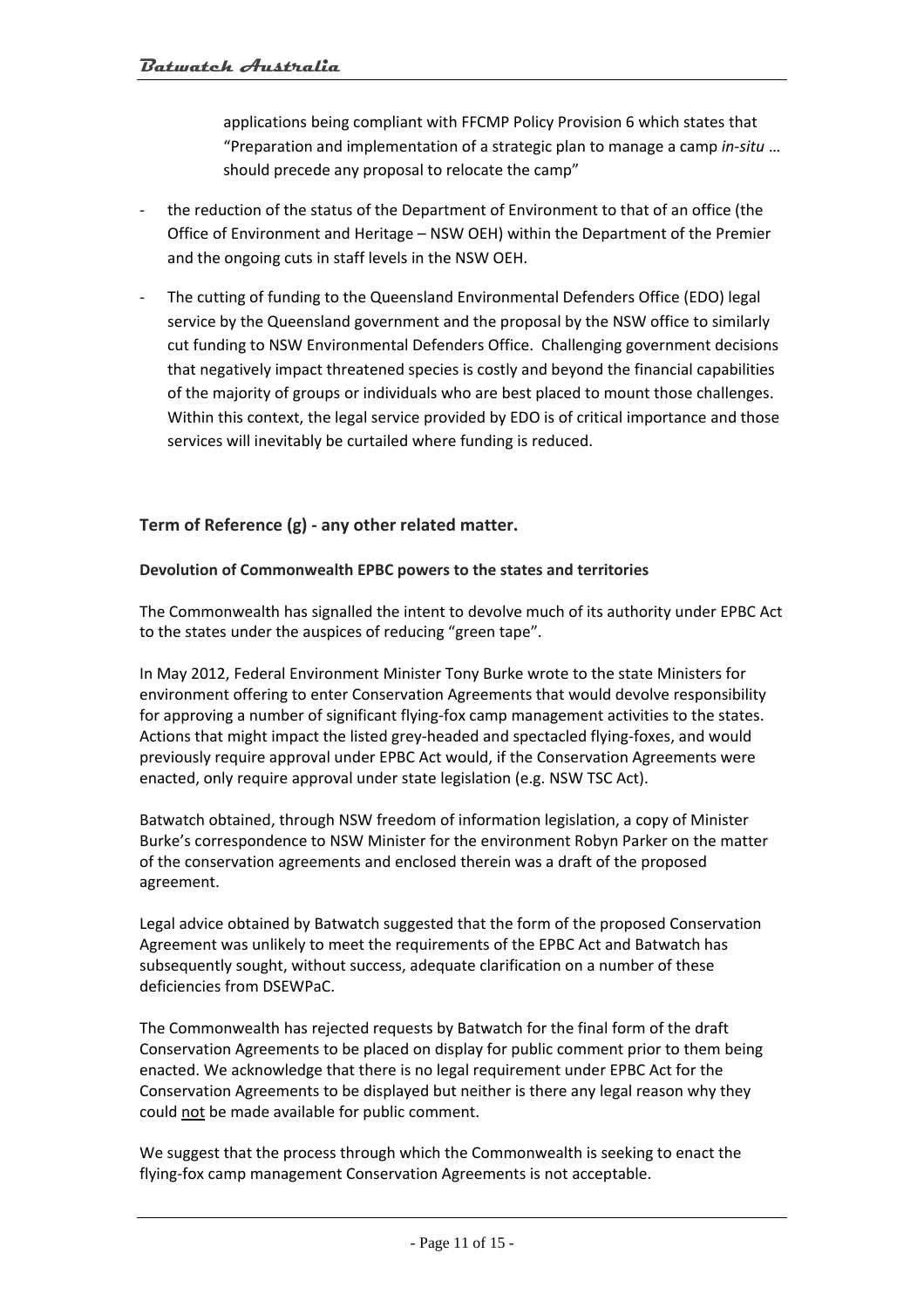applications being compliant with FFCMP Policy Provision 6 which states that "Preparation and implementation of a strategic plan to manage a camp *in-situ* … should precede any proposal to relocate the camp"

- the reduction of the status of the Department of Environment to that of an office (the Office of Environment and Heritage – NSW OEH) within the Department of the Premier and the ongoing cuts in staff levels in the NSW OEH.

- The cutting of funding to the Queensland Environmental Defenders Office (EDO) legal service by the Queensland government and the proposal by the NSW office to similarly cut funding to NSW Environmental Defenders Office. Challenging government decisions that negatively impact threatened species is costly and beyond the financial capabilities of the majority of groups or individuals who are best placed to mount those challenges. Within this context, the legal service provided by EDO is of critical importance and those services will inevitably be curtailed where funding is reduced.

## Term of Reference (g) - any other related matter.

**Devolution of Commonwealth EPBC powers to the states and territories**

The Commonwealth has signalled the intent to devolve much of its authority under EPBC Act to the states under the auspices of reducing "green tape".

In May 2012, Federal Environment Minister Tony Burke wrote to the state Ministers for environment offering to enter Conservation Agreements that would devolve responsibility for approving a number of significant flying-fox camp management activities to the states. Actions that might impact the listed grey-headed and spectacled flying-foxes, and would previously require approval under EPBC Act would, if the Conservation Agreements were enacted, only require approval under state legislation (e.g. NSW TSC Act).

Batwatch obtained, through NSW freedom of information legislation, a copy of Minister Burke's correspondence to NSW Minister for the environment Robyn Parker on the matter of the conservation agreements and enclosed therein was a draft of the proposed agreement.

Legal advice obtained by Batwatch suggested that the form of the proposed Conservation Agreement was unlikely to meet the requirements of the EPBC Act and Batwatch has subsequently sought, without success, adequate clarification on a number of these deficiencies from DSEWPaC.

The Commonwealth has rejected requests by Batwatch for the final form of the draft Conservation Agreements to be placed on display for public comment prior to them being enacted. We acknowledge that there is no legal requirement under EPBC Act for the Conservation Agreements to be displayed but neither is there any legal reason why they could <u>not</u> be made available for public comment.

We suggest that the process through which the Commonwealth is seeking to enact the flying-fox camp management Conservation Agreements is not acceptable.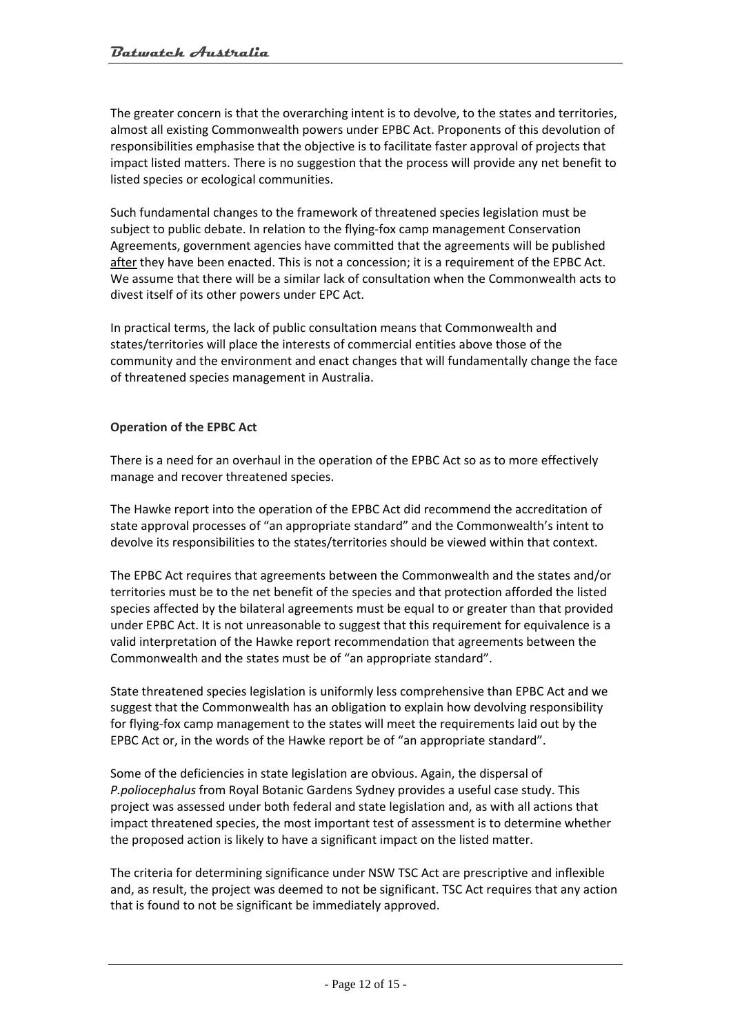The greater concern is that the overarching intent is to devolve, to the states and territories, almost all existing Commonwealth powers under EPBC Act. Proponents of this devolution of responsibilities emphasise that the objective is to facilitate faster approval of projects that impact listed matters. There is no suggestion that the process will provide any net benefit to listed species or ecological communities.

Such fundamental changes to the framework of threatened species legislation must be subject to public debate. In relation to the flying-fox camp management Conservation Agreements, government agencies have committed that the agreements will be published after they have been enacted. This is not a concession; it is a requirement of the EPBC Act. We assume that there will be a similar lack of consultation when the Commonwealth acts to divest itself of its other powers under EPC Act.

In practical terms, the lack of public consultation means that Commonwealth and states/territories will place the interests of commercial entities above those of the community and the environment and enact changes that will fundamentally change the face of threatened species management in Australia.

**Operation of the EPBC Act**

There is a need for an overhaul in the operation of the EPBC Act so as to more effectively manage and recover threatened species.

The Hawke report into the operation of the EPBC Act did recommend the accreditation of state approval processes of "an appropriate standard" and the Commonwealth's intent to devolve its responsibilities to the states/territories should be viewed within that context.

The EPBC Act requires that agreements between the Commonwealth and the states and/or territories must be to the net benefit of the species and that protection afforded the listed species affected by the bilateral agreements must be equal to or greater than that provided under EPBC Act. It is not unreasonable to suggest that this requirement for equivalence is a valid interpretation of the Hawke report recommendation that agreements between the Commonwealth and the states must be of "an appropriate standard".

State threatened species legislation is uniformly less comprehensive than EPBC Act and we suggest that the Commonwealth has an obligation to explain how devolving responsibility for flying-fox camp management to the states will meet the requirements laid out by the EPBC Act or, in the words of the Hawke report be of "an appropriate standard".

Some of the deficiencies in state legislation are obvious. Again, the dispersal of *P.poliocephalus* from Royal Botanic Gardens Sydney provides a useful case study. This project was assessed under both federal and state legislation and, as with all actions that impact threatened species, the most important test of assessment is to determine whether the proposed action is likely to have a significant impact on the listed matter.

The criteria for determining significance under NSW TSC Act are prescriptive and inflexible and, as result, the project was deemed to not be significant. TSC Act requires that any action that is found to not be significant be immediately approved.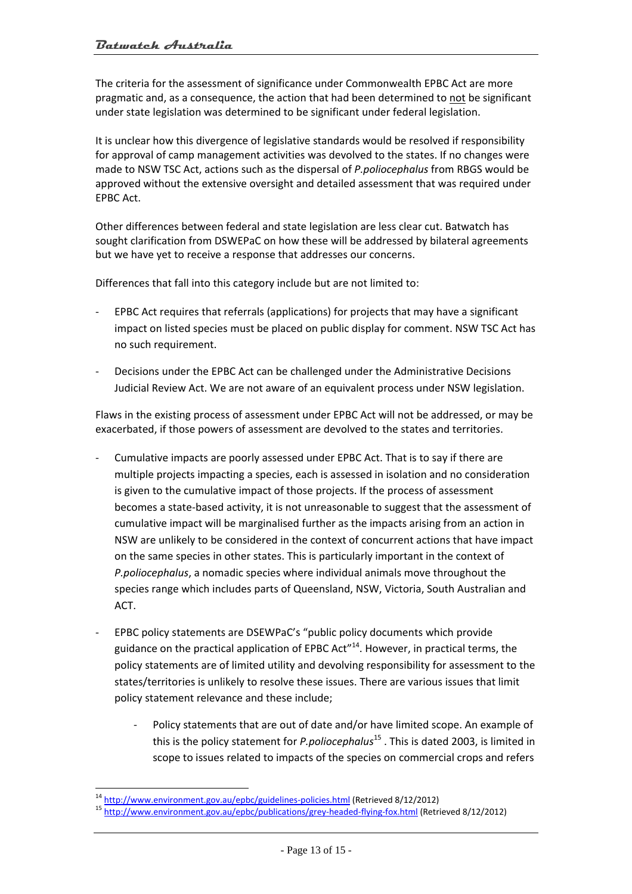The criteria for the assessment of significance under Commonwealth EPBC Act are more pragmatic and, as a consequence, the action that had been determined to not be significant under state legislation was determined to be significant under federal legislation.

It is unclear how this divergence of legislative standards would be resolved if responsibility for approval of camp management activities was devolved to the states. If no changes were made to NSW TSC Act, actions such as the dispersal of *P.poliocephalus* from RBGS would be approved without the extensive oversight and detailed assessment that was required under EPBC Act.

Other differences between federal and state legislation are less clear cut. Batwatch has sought clarification from DSWEPaC on how these will be addressed by bilateral agreements but we have yet to receive a response that addresses our concerns.

Differences that fall into this category include but are not limited to:

- EPBC Act requires that referrals (applications) for projects that may have a significant impact on listed species must be placed on public display for comment. NSW TSC Act has no such requirement.
- Decisions under the EPBC Act can be challenged under the Administrative Decisions Judicial Review Act. We are not aware of an equivalent process under NSW legislation.

Flaws in the existing process of assessment under EPBC Act will not be addressed, or may be exacerbated, if those powers of assessment are devolved to the states and territories.

- Cumulative impacts are poorly assessed under EPBC Act. That is to say if there are multiple projects impacting a species, each is assessed in isolation and no consideration is given to the cumulative impact of those projects. If the process of assessment becomes a state-based activity, it is not unreasonable to suggest that the assessment of cumulative impact will be marginalised further as the impacts arising from an action in NSW are unlikely to be considered in the context of concurrent actions that have impact on the same species in other states. This is particularly important in the context of *P.poliocephalus*, a nomadic species where individual animals move throughout the species range which includes parts of Queensland, NSW, Victoria, South Australian and ACT.
- EPBC policy statements are DSEWPaC's "public policy documents which provide guidance on the practical application of EPBC Act"[14]. However, in practical terms, the policy statements are of limited utility and devolving responsibility for assessment to the states/territories is unlikely to resolve these issues. There are various issues that limit policy statement relevance and these include;
  - Policy statements that are out of date and/or have limited scope. An example of this is the policy statement for *P.poliocephalus*[15] . This is dated 2003, is limited in scope to issues related to impacts of the species on commercial crops and refers

[14] http://www.environment.gov.au/epbc/guidelines-policies.html (Retrieved 8/12/2012)

[15] http://www.environment.gov.au/epbc/publications/grey-headed-flying-fox.html (Retrieved 8/12/2012)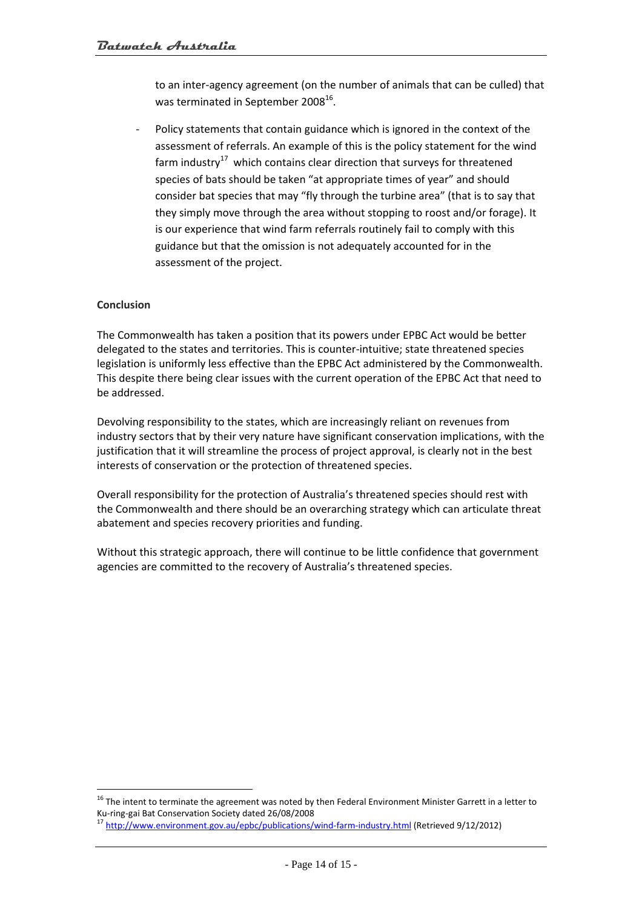to an inter-agency agreement (on the number of animals that can be culled) that was terminated in September 2008[16].

- Policy statements that contain guidance which is ignored in the context of the assessment of referrals. An example of this is the policy statement for the wind farm industry[17] which contains clear direction that surveys for threatened species of bats should be taken "at appropriate times of year" and should consider bat species that may "fly through the turbine area" (that is to say that they simply move through the area without stopping to roost and/or forage). It is our experience that wind farm referrals routinely fail to comply with this guidance but that the omission is not adequately accounted for in the assessment of the project.

**Conclusion**

The Commonwealth has taken a position that its powers under EPBC Act would be better delegated to the states and territories. This is counter-intuitive; state threatened species legislation is uniformly less effective than the EPBC Act administered by the Commonwealth. This despite there being clear issues with the current operation of the EPBC Act that need to be addressed.

Devolving responsibility to the states, which are increasingly reliant on revenues from industry sectors that by their very nature have significant conservation implications, with the justification that it will streamline the process of project approval, is clearly not in the best interests of conservation or the protection of threatened species.

Overall responsibility for the protection of Australia's threatened species should rest with the Commonwealth and there should be an overarching strategy which can articulate threat abatement and species recovery priorities and funding.

Without this strategic approach, there will continue to be little confidence that government agencies are committed to the recovery of Australia's threatened species.

---

[16] The intent to terminate the agreement was noted by then Federal Environment Minister Garrett in a letter to Ku-ring-gai Bat Conservation Society dated 26/08/2008

[17] http://www.environment.gov.au/epbc/publications/wind-farm-industry.html (Retrieved 9/12/2012)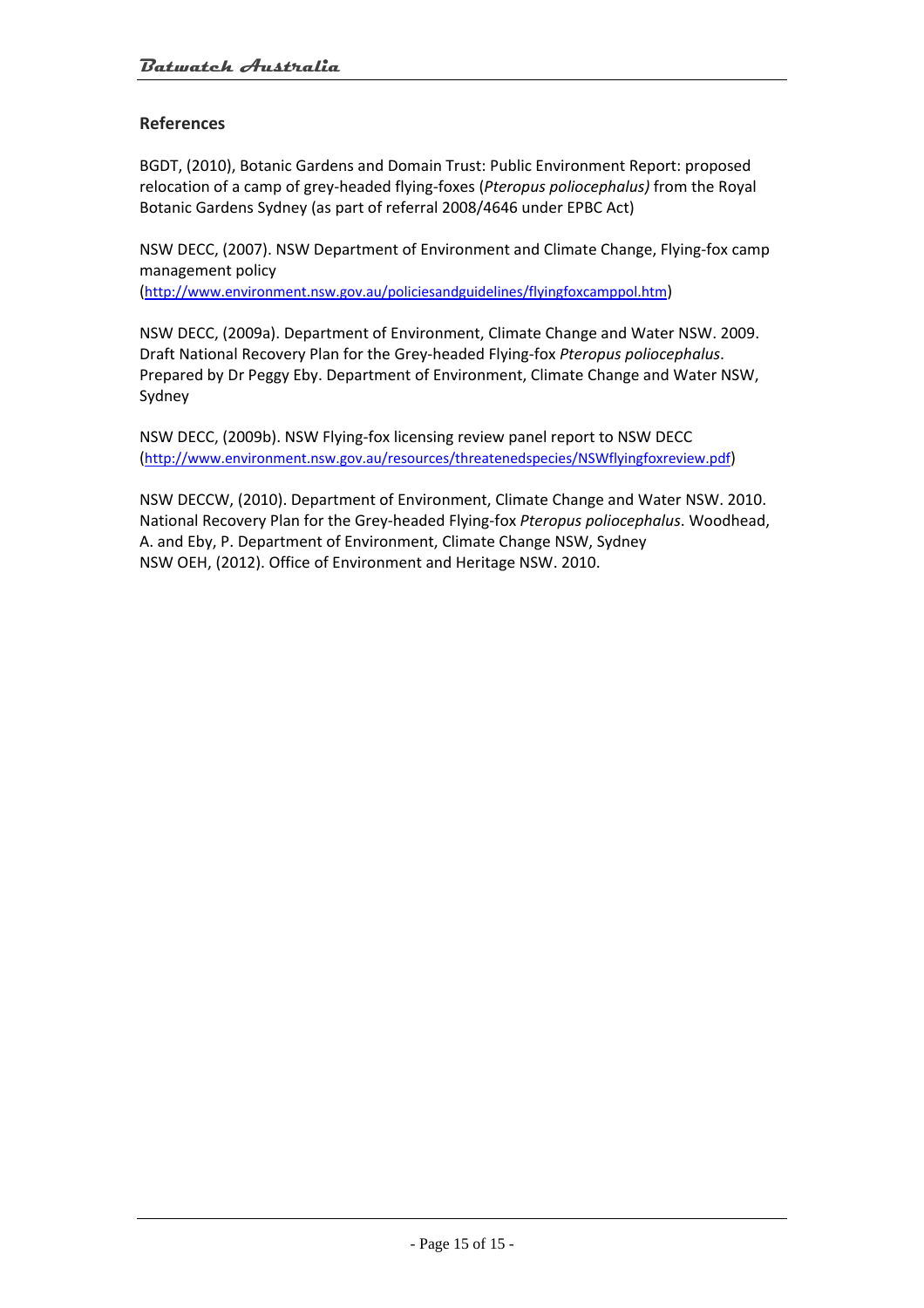## References

BGDT, (2010), Botanic Gardens and Domain Trust: Public Environment Report: proposed relocation of a camp of grey-headed flying-foxes (*Pteropus poliocephalus)* from the Royal Botanic Gardens Sydney (as part of referral 2008/4646 under EPBC Act)

NSW DECC, (2007). NSW Department of Environment and Climate Change, Flying-fox camp management policy (http://www.environment.nsw.gov.au/policiesandguidelines/flyingfoxcamppol.htm)

NSW DECC, (2009a). Department of Environment, Climate Change and Water NSW. 2009. Draft National Recovery Plan for the Grey-headed Flying-fox *Pteropus poliocephalus*. Prepared by Dr Peggy Eby. Department of Environment, Climate Change and Water NSW, Sydney

NSW DECC, (2009b). NSW Flying-fox licensing review panel report to NSW DECC (http://www.environment.nsw.gov.au/resources/threatenedspecies/NSWflyingfoxreview.pdf)

NSW DECCW, (2010). Department of Environment, Climate Change and Water NSW. 2010. National Recovery Plan for the Grey-headed Flying-fox *Pteropus poliocephalus*. Woodhead, A. and Eby, P. Department of Environment, Climate Change NSW, Sydney
NSW OEH, (2012). Office of Environment and Heritage NSW. 2010.